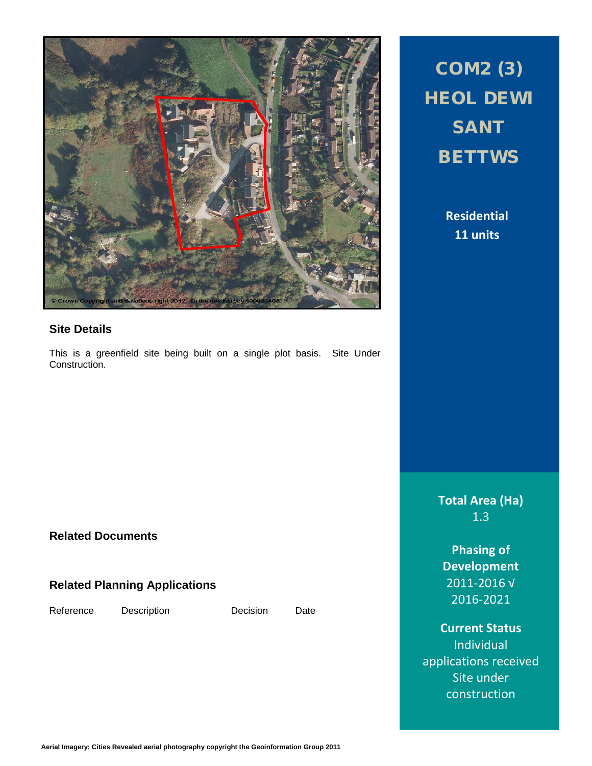# COM2 (3) HEOL DEWI SANT BETTWS

**Residential**
**11 units**

## Site Details

This is a greenfield site being built on a single plot basis. Site Under Construction.

## Related Documents

## Related Planning Applications

| Reference | Description | Decision | Date |
|---|---|---|---|

**Total Area (Ha)**
1.3

**Phasing of Development**
2011-2016 √
2016-2021

**Current Status**
Individual applications received
Site under construction

Aerial Imagery: Cities Revealed aerial photography copyright the Geoinformation Group 2011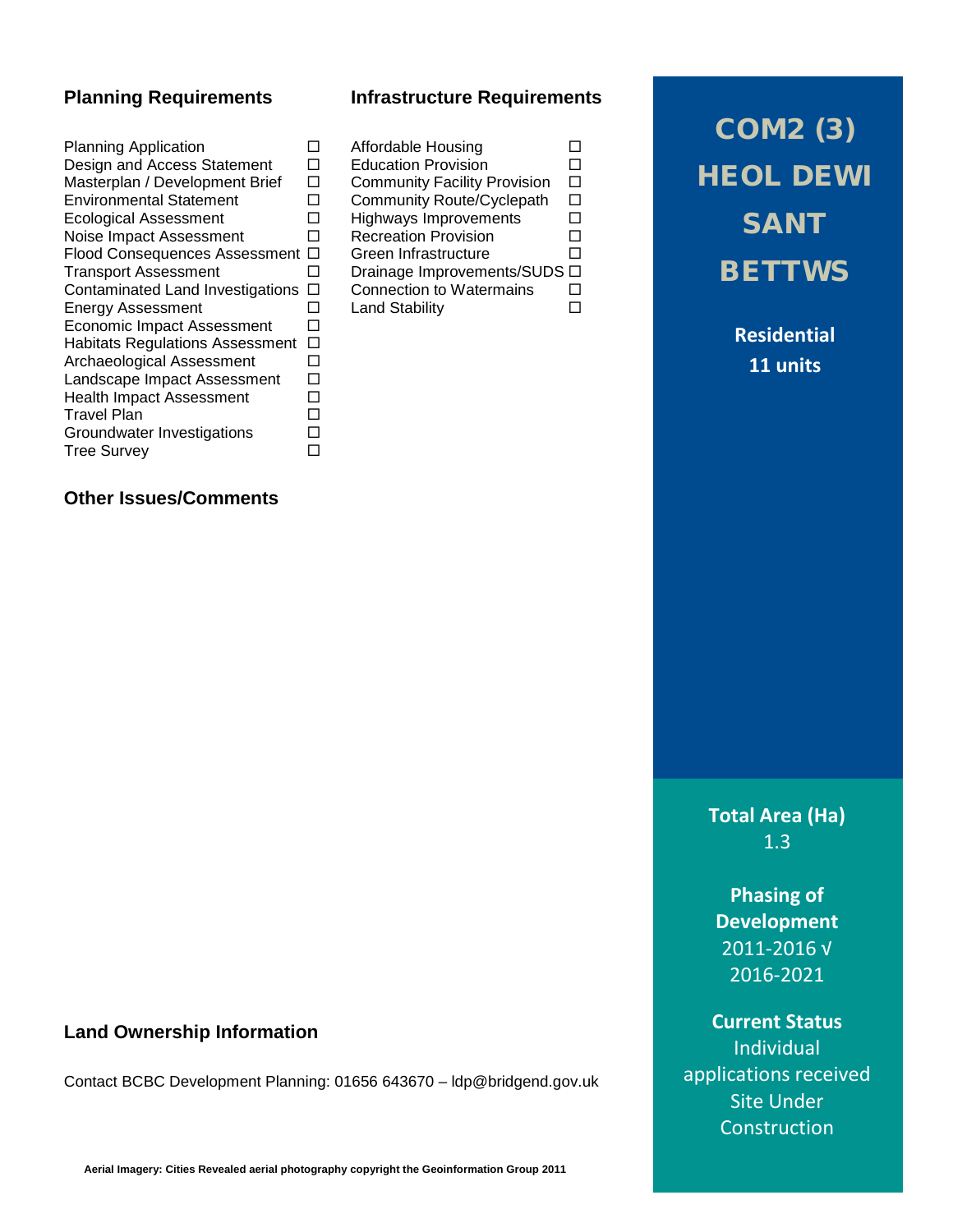## Planning Requirements

- Planning Application ☐
- Design and Access Statement ☐
- Masterplan / Development Brief ☐
- Environmental Statement ☐
- Ecological Assessment ☐
- Noise Impact Assessment ☐
- Flood Consequences Assessment ☐
- Transport Assessment ☐
- Contaminated Land Investigations ☐
- Energy Assessment ☐
- Economic Impact Assessment ☐
- Habitats Regulations Assessment ☐
- Archaeological Assessment ☐
- Landscape Impact Assessment ☐
- Health Impact Assessment ☐
- Travel Plan ☐
- Groundwater Investigations ☐
- Tree Survey ☐

## Infrastructure Requirements

- Affordable Housing ☐
- Education Provision ☐
- Community Facility Provision ☐
- Community Route/Cyclepath ☐
- Highways Improvements ☐
- Recreation Provision ☐
- Green Infrastructure ☐
- Drainage Improvements/SUDS ☐
- Connection to Watermains ☐
- Land Stability ☐

## Other Issues/Comments

## Land Ownership Information

Contact BCBC Development Planning: 01656 643670 – ldp@bridgend.gov.uk

**Aerial Imagery: Cities Revealed aerial photography copyright the Geoinformation Group 2011**

# COM2 (3) HEOL DEWI SANT BETTWS

**Residential**
**11 units**

**Total Area (Ha)**
1.3

**Phasing of Development**
2011-2016 √
2016-2021

**Current Status**
Individual applications received
Site Under Construction